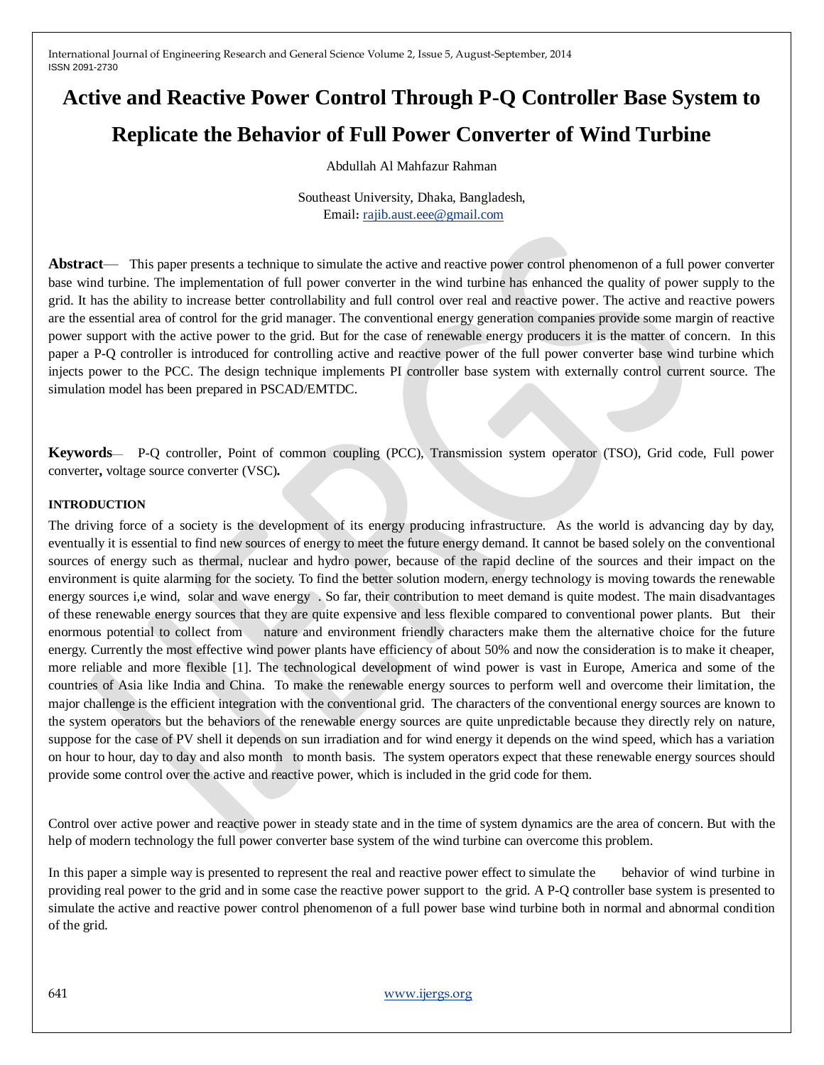# Active and Reactive Power Control Through P-Q Controller Base System to Replicate the Behavior of Full Power Converter of Wind Turbine

Abdullah Al Mahfazur Rahman

Southeast University, Dhaka, Bangladesh,
Email: rajib.aust.eee@gmail.com

**Abstract**— This paper presents a technique to simulate the active and reactive power control phenomenon of a full power converter base wind turbine. The implementation of full power converter in the wind turbine has enhanced the quality of power supply to the grid. It has the ability to increase better controllability and full control over real and reactive power. The active and reactive powers are the essential area of control for the grid manager. The conventional energy generation companies provide some margin of reactive power support with the active power to the grid. But for the case of renewable energy producers it is the matter of concern. In this paper a P-Q controller is introduced for controlling active and reactive power of the full power converter base wind turbine which injects power to the PCC. The design technique implements PI controller base system with externally control current source. The simulation model has been prepared in PSCAD/EMTDC.

**Keywords**— P-Q controller, Point of common coupling (PCC), Transmission system operator (TSO), Grid code, Full power converter, voltage source converter (VSC).

## INTRODUCTION

The driving force of a society is the development of its energy producing infrastructure. As the world is advancing day by day, eventually it is essential to find new sources of energy to meet the future energy demand. It cannot be based solely on the conventional sources of energy such as thermal, nuclear and hydro power, because of the rapid decline of the sources and their impact on the environment is quite alarming for the society. To find the better solution modern, energy technology is moving towards the renewable energy sources i,e wind, solar and wave energy . So far, their contribution to meet demand is quite modest. The main disadvantages of these renewable energy sources that they are quite expensive and less flexible compared to conventional power plants. But their enormous potential to collect from nature and environment friendly characters make them the alternative choice for the future energy. Currently the most effective wind power plants have efficiency of about 50% and now the consideration is to make it cheaper, more reliable and more flexible [1]. The technological development of wind power is vast in Europe, America and some of the countries of Asia like India and China. To make the renewable energy sources to perform well and overcome their limitation, the major challenge is the efficient integration with the conventional grid. The characters of the conventional energy sources are known to the system operators but the behaviors of the renewable energy sources are quite unpredictable because they directly rely on nature, suppose for the case of PV shell it depends on sun irradiation and for wind energy it depends on the wind speed, which has a variation on hour to hour, day to day and also month to month basis. The system operators expect that these renewable energy sources should provide some control over the active and reactive power, which is included in the grid code for them.

Control over active power and reactive power in steady state and in the time of system dynamics are the area of concern. But with the help of modern technology the full power converter base system of the wind turbine can overcome this problem.

In this paper a simple way is presented to represent the real and reactive power effect to simulate the behavior of wind turbine in providing real power to the grid and in some case the reactive power support to the grid. A P-Q controller base system is presented to simulate the active and reactive power control phenomenon of a full power base wind turbine both in normal and abnormal condition of the grid.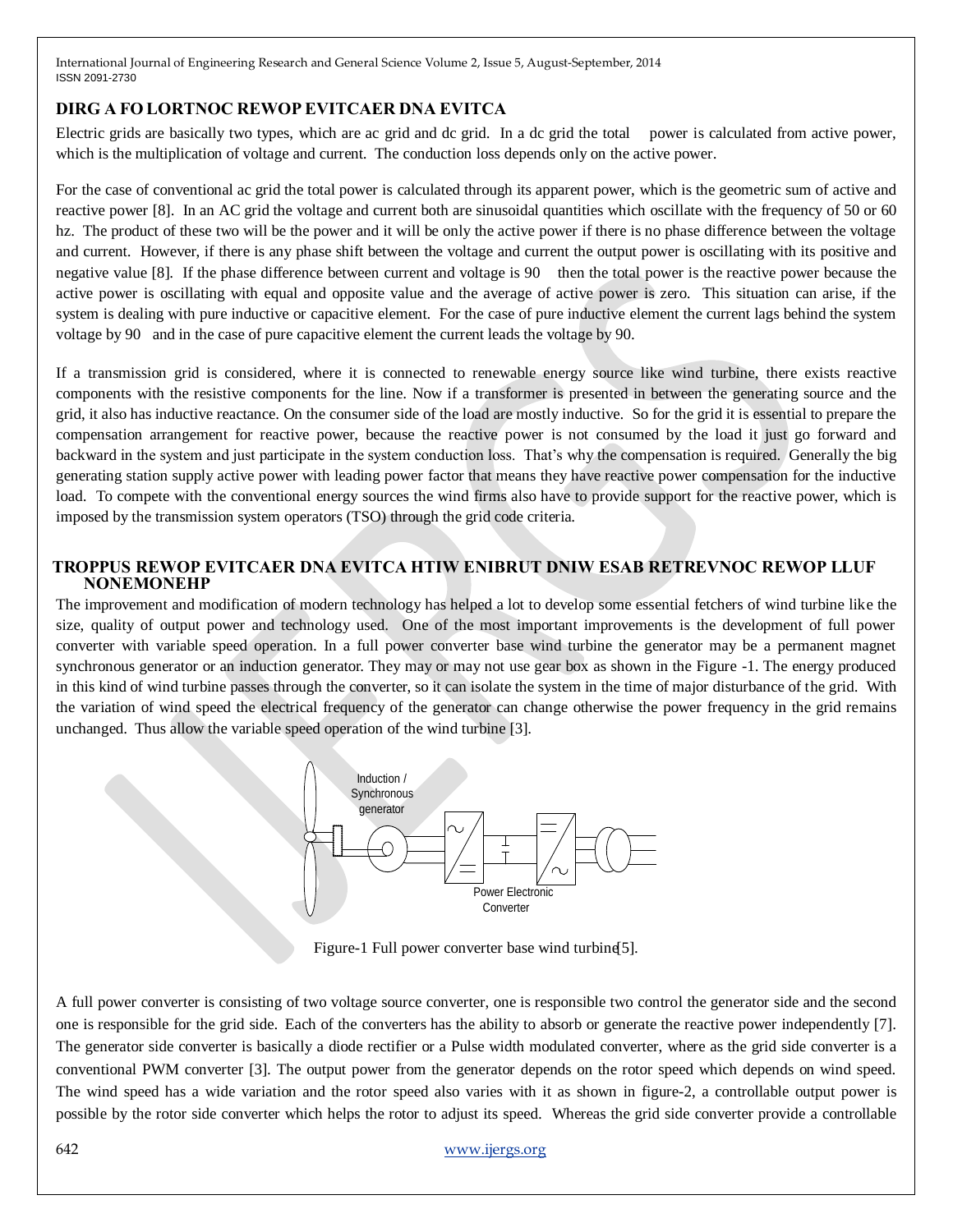## DIRG A FO LORTNOC REWOP EVITCAER DNA EVITCA

Electric grids are basically two types, which are ac grid and dc grid. In a dc grid the total power is calculated from active power, which is the multiplication of voltage and current. The conduction loss depends only on the active power.

For the case of conventional ac grid the total power is calculated through its apparent power, which is the geometric sum of active and reactive power [8]. In an AC grid the voltage and current both are sinusoidal quantities which oscillate with the frequency of 50 or 60 hz. The product of these two will be the power and it will be only the active power if there is no phase difference between the voltage and current. However, if there is any phase shift between the voltage and current the output power is oscillating with its positive and negative value [8]. If the phase difference between current and voltage is 90 then the total power is the reactive power because the active power is oscillating with equal and opposite value and the average of active power is zero. This situation can arise, if the system is dealing with pure inductive or capacitive element. For the case of pure inductive element the current lags behind the system voltage by 90 and in the case of pure capacitive element the current leads the voltage by 90.

If a transmission grid is considered, where it is connected to renewable energy source like wind turbine, there exists reactive components with the resistive components for the line. Now if a transformer is presented in between the generating source and the grid, it also has inductive reactance. On the consumer side of the load are mostly inductive. So for the grid it is essential to prepare the compensation arrangement for reactive power, because the reactive power is not consumed by the load it just go forward and backward in the system and just participate in the system conduction loss. That's why the compensation is required. Generally the big generating station supply active power with leading power factor that means they have reactive power compensation for the inductive load. To compete with the conventional energy sources the wind firms also have to provide support for the reactive power, which is imposed by the transmission system operators (TSO) through the grid code criteria.

## TROPPUS REWOP EVITCAER DNA EVITCA HTIW ENIBRUT DNIW ESAB RETREVNOC REWOP LLUF NONEMONEHP

The improvement and modification of modern technology has helped a lot to develop some essential fetchers of wind turbine like the size, quality of output power and technology used. One of the most important improvements is the development of full power converter with variable speed operation. In a full power converter base wind turbine the generator may be a permanent magnet synchronous generator or an induction generator. They may or may not use gear box as shown in the Figure -1. The energy produced in this kind of wind turbine passes through the converter, so it can isolate the system in the time of major disturbance of the grid. With the variation of wind speed the electrical frequency of the generator can change otherwise the power frequency in the grid remains unchanged. Thus allow the variable speed operation of the wind turbine [3].

Figure-1 Full power converter base wind turbine[5].

A full power converter is consisting of two voltage source converter, one is responsible two control the generator side and the second one is responsible for the grid side. Each of the converters has the ability to absorb or generate the reactive power independently [7]. The generator side converter is basically a diode rectifier or a Pulse width modulated converter, where as the grid side converter is a conventional PWM converter [3]. The output power from the generator depends on the rotor speed which depends on wind speed. The wind speed has a wide variation and the rotor speed also varies with it as shown in figure-2, a controllable output power is possible by the rotor side converter which helps the rotor to adjust its speed. Whereas the grid side converter provide a controllable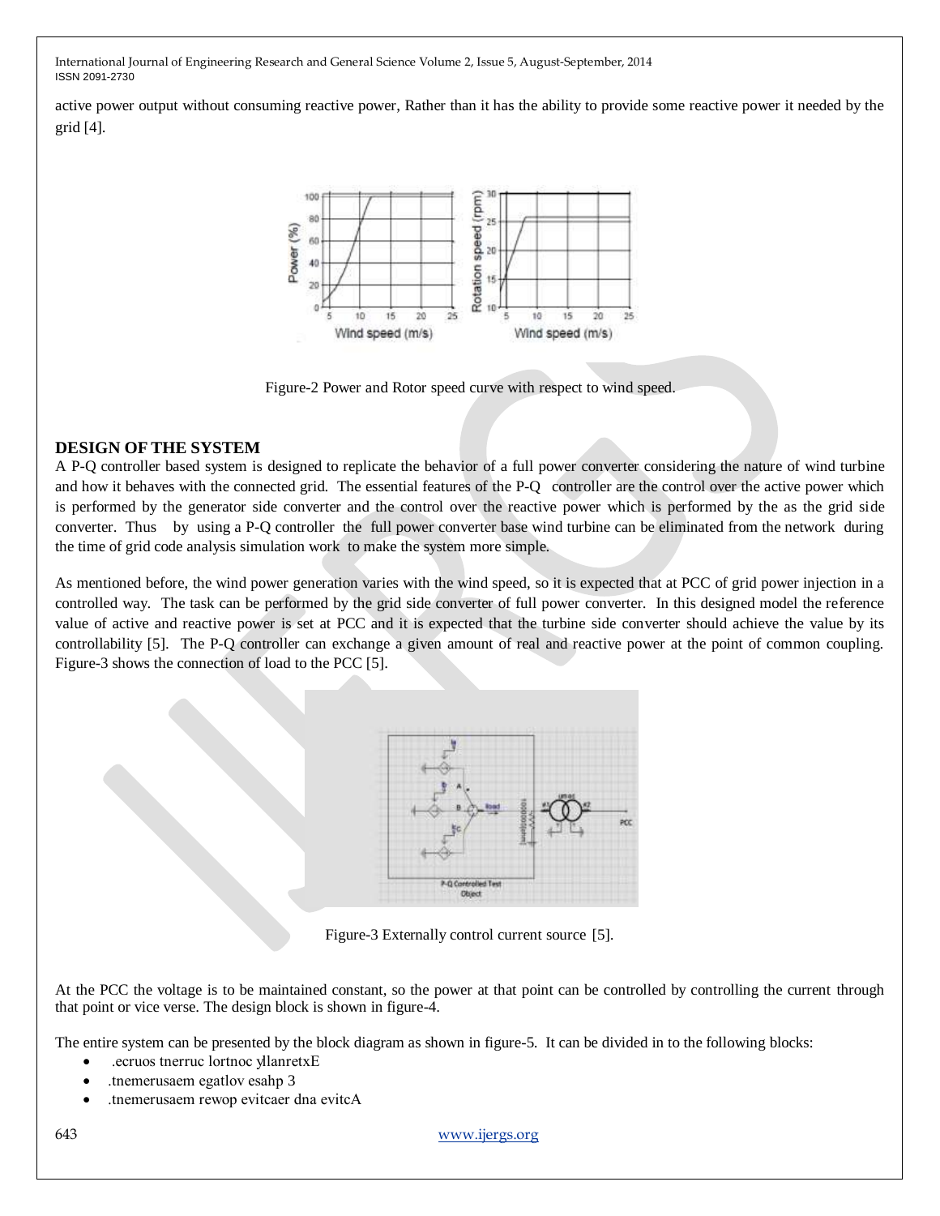active power output without consuming reactive power, Rather than it has the ability to provide some reactive power it needed by the grid [4].

Figure-2 Power and Rotor speed curve with respect to wind speed.

## DESIGN OF THE SYSTEM

A P-Q controller based system is designed to replicate the behavior of a full power converter considering the nature of wind turbine and how it behaves with the connected grid. The essential features of the P-Q controller are the control over the active power which is performed by the generator side converter and the control over the reactive power which is performed by the as the grid side converter. Thus by using a P-Q controller the full power converter base wind turbine can be eliminated from the network during the time of grid code analysis simulation work to make the system more simple.

As mentioned before, the wind power generation varies with the wind speed, so it is expected that at PCC of grid power injection in a controlled way. The task can be performed by the grid side converter of full power converter. In this designed model the reference value of active and reactive power is set at PCC and it is expected that the turbine side converter should achieve the value by its controllability [5]. The P-Q controller can exchange a given amount of real and reactive power at the point of common coupling. Figure-3 shows the connection of load to the PCC [5].

Figure-3 Externally control current source [5].

At the PCC the voltage is to be maintained constant, so the power at that point can be controlled by controlling the current through that point or vice verse. The design block is shown in figure-4.

The entire system can be presented by the block diagram as shown in figure-5. It can be divided in to the following blocks:

- .ecruos tnerruc lortnoc yllanretxE
- .tnemerusaem egatlov esahp 3
- .tnemerusaem rewop evitcaer dna evitcA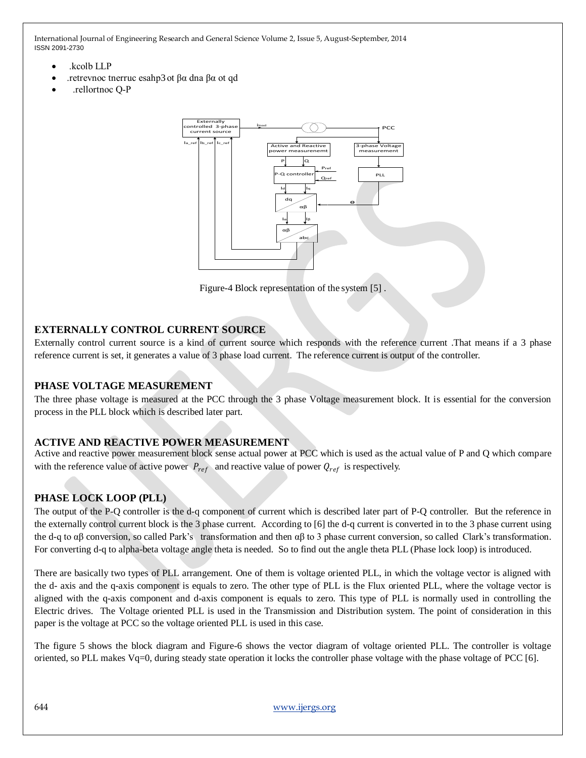- .kcolb LLP
- .retrevnoc tnerruc esahp3 ot βα dna βα ot qd
- .rellortnoc Q-P

Figure-4 Block representation of the system [5] .

## EXTERNALLY CONTROL CURRENT SOURCE

Externally control current source is a kind of current source which responds with the reference current .That means if a 3 phase reference current is set, it generates a value of 3 phase load current. The reference current is output of the controller.

## PHASE VOLTAGE MEASUREMENT

The three phase voltage is measured at the PCC through the 3 phase Voltage measurement block. It is essential for the conversion process in the PLL block which is described later part.

## ACTIVE AND REACTIVE POWER MEASUREMENT

Active and reactive power measurement block sense actual power at PCC which is used as the actual value of P and Q which compare with the reference value of active power $P_{ref}$ and reactive value of power $Q_{ref}$ is respectively.

## PHASE LOCK LOOP (PLL)

The output of the P-Q controller is the d-q component of current which is described later part of P-Q controller. But the reference in the externally control current block is the 3 phase current. According to [6] the d-q current is converted in to the 3 phase current using the d-q to αβ conversion, so called Park's transformation and then αβ to 3 phase current conversion, so called Clark's transformation. For converting d-q to alpha-beta voltage angle theta is needed. So to find out the angle theta PLL (Phase lock loop) is introduced.

There are basically two types of PLL arrangement. One of them is voltage oriented PLL, in which the voltage vector is aligned with the d- axis and the q-axis component is equals to zero. The other type of PLL is the Flux oriented PLL, where the voltage vector is aligned with the q-axis component and d-axis component is equals to zero. This type of PLL is normally used in controlling the Electric drives. The Voltage oriented PLL is used in the Transmission and Distribution system. The point of consideration in this paper is the voltage at PCC so the voltage oriented PLL is used in this case.

The figure 5 shows the block diagram and Figure-6 shows the vector diagram of voltage oriented PLL. The controller is voltage oriented, so PLL makes Vq=0, during steady state operation it locks the controller phase voltage with the phase voltage of PCC [6].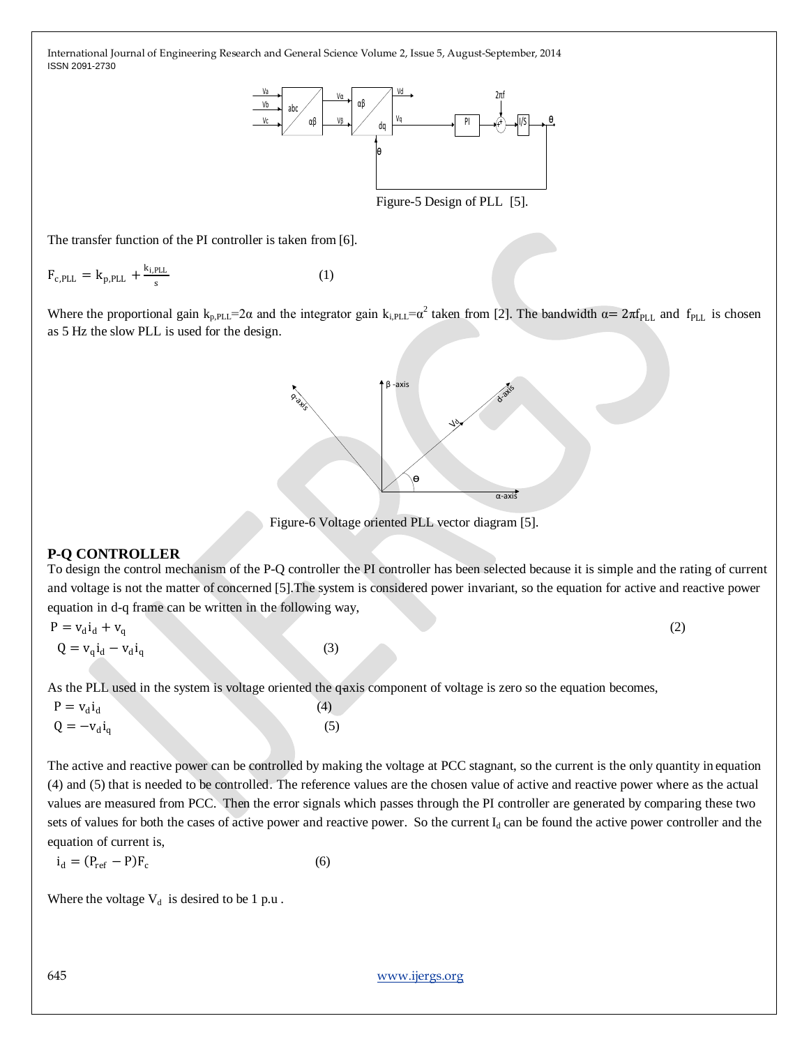Figure-5 Design of PLL [5].

The transfer function of the PI controller is taken from [6].

$$F_{c,PLL} = k_{p,PLL} + \frac{k_{i,PLL}}{s} \quad (1)$$

Where the proportional gain $k_{p,PLL}=2\alpha$ and the integrator gain $k_{i,PLL}=\alpha^2$ taken from [2]. The bandwidth $\alpha= 2\pi f_{PLL}$ and $f_{PLL}$ is chosen as 5 Hz the slow PLL is used for the design.

Figure-6 Voltage oriented PLL vector diagram [5].

## P-Q CONTROLLER

To design the control mechanism of the P-Q controller the PI controller has been selected because it is simple and the rating of current and voltage is not the matter of concerned [5].The system is considered power invariant, so the equation for active and reactive power equation in d-q frame can be written in the following way,

$$P = v_d i_d + v_q \quad (2)$$

$$Q = v_q i_d - v_d i_q \quad (3)$$

As the PLL used in the system is voltage oriented the q-axis component of voltage is zero so the equation becomes,

$$P = v_d i_d \quad (4)$$

$$Q = -v_d i_q \quad (5)$$

The active and reactive power can be controlled by making the voltage at PCC stagnant, so the current is the only quantity in equation (4) and (5) that is needed to be controlled. The reference values are the chosen value of active and reactive power where as the actual values are measured from PCC. Then the error signals which passes through the PI controller are generated by comparing these two sets of values for both the cases of active power and reactive power. So the current $I_d$ can be found the active power controller and the equation of current is,

$$i_d = (P_{ref} - P)F_c \quad (6)$$

Where the voltage $V_d$ is desired to be 1 p.u .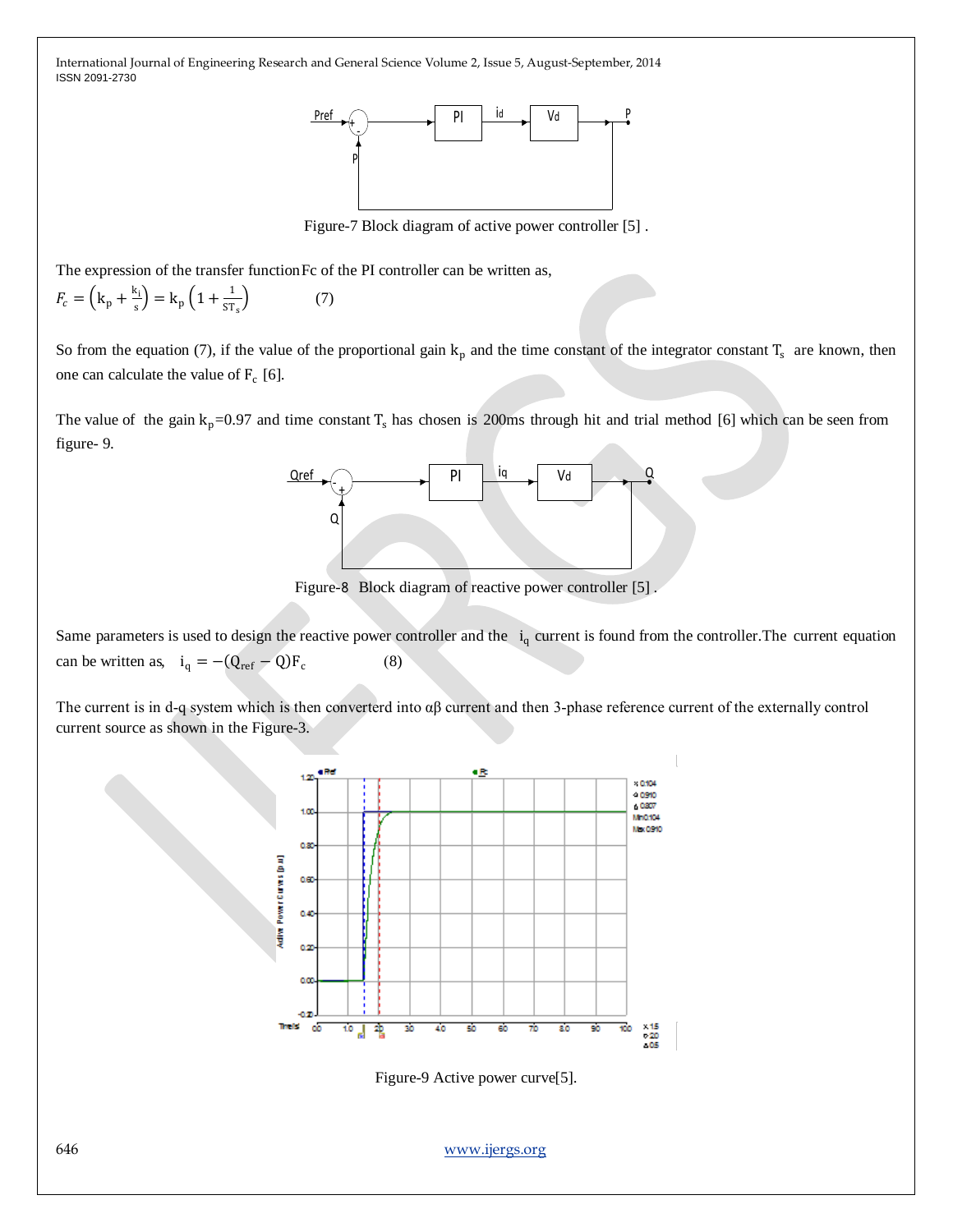Figure-7 Block diagram of active power controller [5] .

The expression of the transfer function Fc of the PI controller can be written as,

$$F_c = \left(k_p + \frac{k_i}{s}\right) = k_p\left(1 + \frac{1}{ST_s}\right) \qquad (7)$$

So from the equation (7), if the value of the proportional gain $k_p$ and the time constant of the integrator constant $T_s$ are known, then one can calculate the value of $F_c$ [6].

The value of the gain $k_p$=0.97 and time constant $T_s$ has chosen is 200ms through hit and trial method [6] which can be seen from figure- 9.

Figure-8 Block diagram of reactive power controller [5] .

Same parameters is used to design the reactive power controller and the $i_q$ current is found from the controller.The current equation can be written as, $i_q = -(Q_{ref} - Q)F_c$ (8)

The current is in d-q system which is then converterd into αβ current and then 3-phase reference current of the externally control current source as shown in the Figure-3.

Figure-9 Active power curve[5].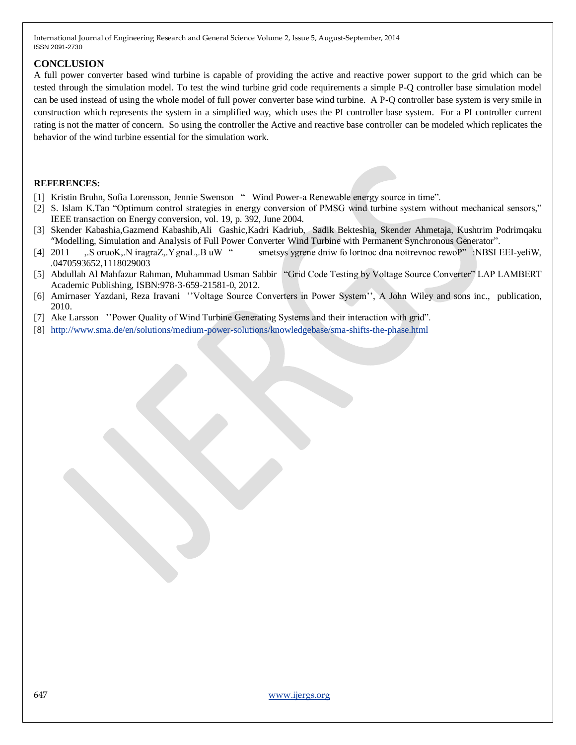## CONCLUSION

A full power converter based wind turbine is capable of providing the active and reactive power support to the grid which can be tested through the simulation model. To test the wind turbine grid code requirements a simple P-Q controller base simulation model can be used instead of using the whole model of full power converter base wind turbine. A P-Q controller base system is very smile in construction which represents the system in a simplified way, which uses the PI controller base system. For a PI controller current rating is not the matter of concern. So using the controller the Active and reactive base controller can be modeled which replicates the behavior of the wind turbine essential for the simulation work.

## REFERENCES:

[1] Kristin Bruhn, Sofia Lorensson, Jennie Swenson " Wind Power-a Renewable energy source in time".

[2] S. Islam K.Tan "Optimum control strategies in energy conversion of PMSG wind turbine system without mechanical sensors," IEEE transaction on Energy conversion, vol. 19, p. 392, June 2004.

[3] Skender Kabashia,Gazmend Kabashib,Ali Gashic,Kadri Kadriub, Sadik Bekteshia, Skender Ahmetaja, Kushtrim Podrimqaku "Modelling, Simulation and Analysis of Full Power Converter Wind Turbine with Permanent Synchronous Generator".

[4] 2011 ,.S oruoK,.N iragraZ,.Y gnaL,.B uW " smetsys ygrene dniw fo lortnoc dna noitrevnoc rewoP" :NBSI EEI-yeliW, .0470593652,1118029003

[5] Abdullah Al Mahfazur Rahman, Muhammad Usman Sabbir "Grid Code Testing by Voltage Source Converter" LAP LAMBERT Academic Publishing, ISBN:978-3-659-21581-0, 2012.

[6] Amirnaser Yazdani, Reza Iravani ''Voltage Source Converters in Power System'', A John Wiley and sons inc., publication, 2010.

[7] Ake Larsson ''Power Quality of Wind Turbine Generating Systems and their interaction with grid".

[8] http://www.sma.de/en/solutions/medium-power-solutions/knowledgebase/sma-shifts-the-phase.html